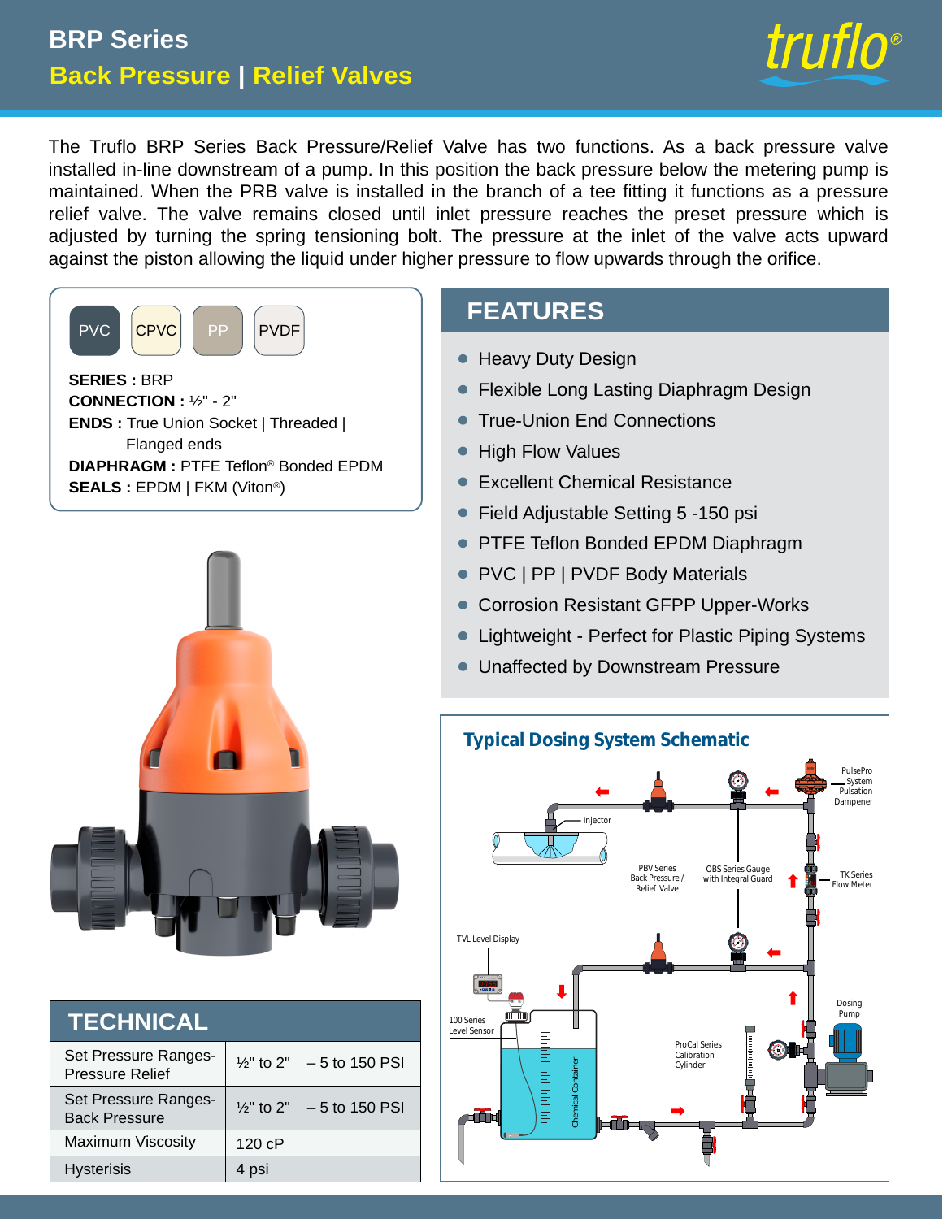# BRP Series

## Back Pressure | Relief Valves

truflo®

The Truflo BRP Series Back Pressure/Relief Valve has two functions. As a back pressure valve installed in-line downstream of a pump. In this position the back pressure below the metering pump is maintained. When the PRB valve is installed in the branch of a tee fitting it functions as a pressure relief valve. The valve remains closed until inlet pressure reaches the preset pressure which is adjusted by turning the spring tensioning bolt. The pressure at the inlet of the valve acts upward against the piston allowing the liquid under higher pressure to flow upwards through the orifice.

PVC | CPVC | PP | PVDF

**SERIES :** BRP
**CONNECTION :** ½" - 2"
**ENDS :** True Union Socket | Threaded | Flanged ends
**DIAPHRAGM :** PTFE Teflon® Bonded EPDM
**SEALS :** EPDM | FKM (Viton®)

## FEATURES

- Heavy Duty Design
- Flexible Long Lasting Diaphragm Design
- True-Union End Connections
- High Flow Values
- Excellent Chemical Resistance
- Field Adjustable Setting 5 -150 psi
- PTFE Teflon Bonded EPDM Diaphragm
- PVC | PP | PVDF Body Materials
- Corrosion Resistant GFPP Upper-Works
- Lightweight - Perfect for Plastic Piping Systems
- Unaffected by Downstream Pressure

## TECHNICAL

| | |
|---|---|
| Set Pressure Ranges-Pressure Relief | ½" to 2" – 5 to 150 PSI |
| Set Pressure Ranges-Back Pressure | ½" to 2" – 5 to 150 PSI |
| Maximum Viscosity | 120 cP |
| Hysterisis | 4 psi |

### Typical Dosing System Schematic

Injector
PBV Series Back Pressure / Relief Valve
OBS Series Gauge with Integral Guard
PulsePro System Pulsation Dampener
TK Series Flow Meter
TVL Level Display
100 Series Level Sensor
Chemical Container
ProCal Series Calibration Cylinder
Dosing Pump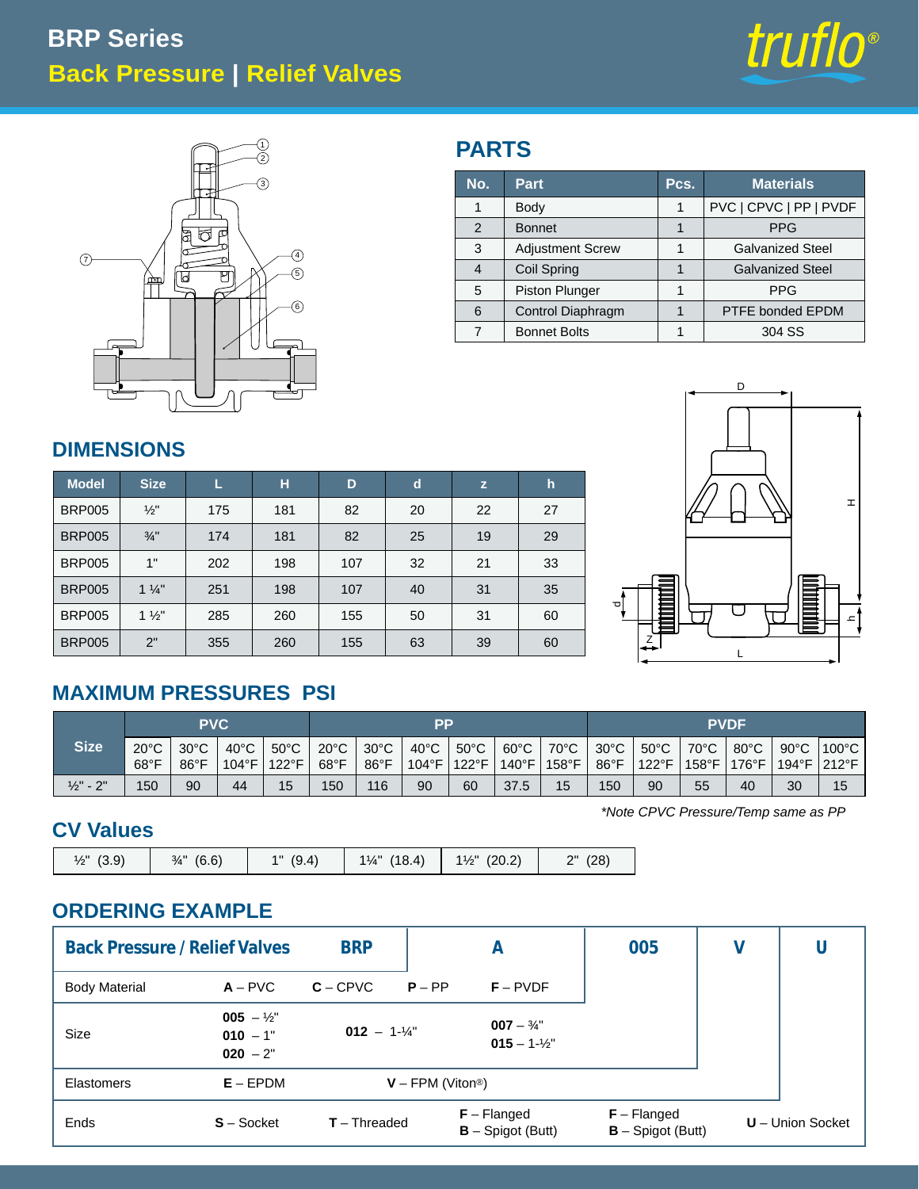# BRP Series

## Back Press­ure | Relief Valves

## PARTS

| No. | Part | Pcs. | Materials |
|---|---|---|---|
| 1 | Body | 1 | PVC \| CPVC \| PP \| PVDF |
| 2 | Bonnet | 1 | PPG |
| 3 | Adjustment Screw | 1 | Galvanized Steel |
| 4 | Coil Spring | 1 | Galvanized Steel |
| 5 | Piston Plunger | 1 | PPG |
| 6 | Control Diaphragm | 1 | PTFE bonded EPDM |
| 7 | Bonnet Bolts | 1 | 304 SS |

## DIMENSIONS

| Model | Size | L | H | D | d | z | h |
|---|---|---|---|---|---|---|---|
| BRP005 | ½" | 175 | 181 | 82 | 20 | 22 | 27 |
| BRP005 | ¾" | 174 | 181 | 82 | 25 | 19 | 29 |
| BRP005 | 1" | 202 | 198 | 107 | 32 | 21 | 33 |
| BRP005 | 1 ¼" | 251 | 198 | 107 | 40 | 31 | 35 |
| BRP005 | 1 ½" | 285 | 260 | 155 | 50 | 31 | 60 |
| BRP005 | 2" | 355 | 260 | 155 | 63 | 39 | 60 |

## MAXIMUM PRESSURES PSI

| Size | PVC | | | | PP | | | | | | PVDF | | | | | |
|---|---|---|---|---|---|---|---|---|---|---|---|---|---|---|---|---|
| | 20°C 68°F | 30°C 86°F | 40°C 104°F | 50°C 122°F | 20°C 68°F | 30°C 86°F | 40°C 104°F | 50°C 122°F | 60°C 140°F | 70°C 158°F | 30°C 86°F | 50°C 122°F | 70°C 158°F | 80°C 176°F | 90°C 194°F | 100°C 212°F |
| ½" - 2" | 150 | 90 | 44 | 15 | 150 | 116 | 90 | 60 | 37.5 | 15 | 150 | 90 | 55 | 40 | 30 | 15 |

*\*Note CPVC Pressure/Temp same as PP*

## CV Values

| | | | | | |
|---|---|---|---|---|---|
| ½" (3.9) | ¾" (6.6) | 1" (9.4) | 1¼" (18.4) | 1½" (20.2) | 2" (28) |

## ORDERING EXAMPLE

| Back Pressure / Relief Valves | BRP | A | 005 | V | U |
|---|---|---|---|---|---|
| Body Material | **A** – PVC | **C** – CPVC | **P** – PP | **F** – PVDF | |
| Size | **005** – ½"<br>**010** – 1"<br>**020** – 2" | **012** – 1-¼" | | **007** – ¾"<br>**015** – 1-½" | |
| Elastomers | **E** – EPDM | **V** – FPM (Viton®) | | | |
| Ends | **S** – Socket | **T** – Threaded | **F** – Flanged<br>**B** – Spigot (Butt) | **F** – Flanged<br>**B** – Spigot (Butt) | **U** – Union Socket |